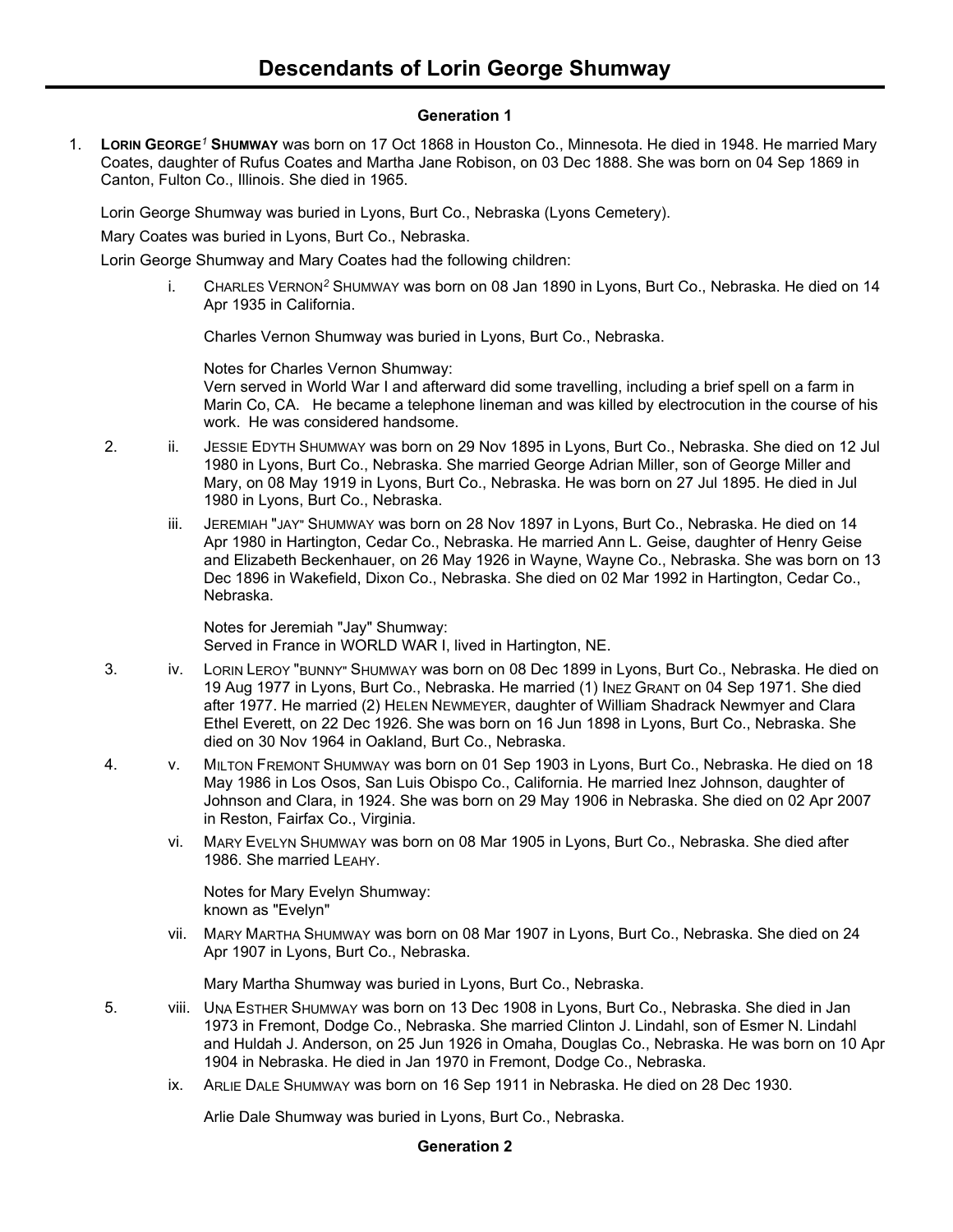# Descendants of Lorin George Shumway

### Generation 1

1. **LORIN GEORGE[1] SHUMWAY** was born on 17 Oct 1868 in Houston Co., Minnesota. He died in 1948. He married Mary Coates, daughter of Rufus Coates and Martha Jane Robison, on 03 Dec 1888. She was born on 04 Sep 1869 in Canton, Fulton Co., Illinois. She died in 1965.

   Lorin George Shumway was buried in Lyons, Burt Co., Nebraska (Lyons Cemetery).

   Mary Coates was buried in Lyons, Burt Co., Nebraska.

   Lorin George Shumway and Mary Coates had the following children:

   i. CHARLES VERNON[2] SHUMWAY was born on 08 Jan 1890 in Lyons, Burt Co., Nebraska. He died on 14 Apr 1935 in California.

   Charles Vernon Shumway was buried in Lyons, Burt Co., Nebraska.

   Notes for Charles Vernon Shumway:
   Vern served in World War I and afterward did some travelling, including a brief spell on a farm in Marin Co, CA. He became a telephone lineman and was killed by electrocution in the course of his work. He was considered handsome.

2. ii. JESSIE EDYTH SHUMWAY was born on 29 Nov 1895 in Lyons, Burt Co., Nebraska. She died on 12 Jul 1980 in Lyons, Burt Co., Nebraska. She married George Adrian Miller, son of George Miller and Mary, on 08 May 1919 in Lyons, Burt Co., Nebraska. He was born on 27 Jul 1895. He died in Jul 1980 in Lyons, Burt Co., Nebraska.

   iii. JEREMIAH "JAY" SHUMWAY was born on 28 Nov 1897 in Lyons, Burt Co., Nebraska. He died on 14 Apr 1980 in Hartington, Cedar Co., Nebraska. He married Ann L. Geise, daughter of Henry Geise and Elizabeth Beckenhauer, on 26 May 1926 in Wayne, Wayne Co., Nebraska. She was born on 13 Dec 1896 in Wakefield, Dixon Co., Nebraska. She died on 02 Mar 1992 in Hartington, Cedar Co., Nebraska.

   Notes for Jeremiah "Jay" Shumway:
   Served in France in WORLD WAR I, lived in Hartington, NE.

3. iv. LORIN LEROY "BUNNY" SHUMWAY was born on 08 Dec 1899 in Lyons, Burt Co., Nebraska. He died on 19 Aug 1977 in Lyons, Burt Co., Nebraska. He married (1) INEZ GRANT on 04 Sep 1971. She died after 1977. He married (2) HELEN NEWMEYER, daughter of William Shadrack Newmyer and Clara Ethel Everett, on 22 Dec 1926. She was born on 16 Jun 1898 in Lyons, Burt Co., Nebraska. She died on 30 Nov 1964 in Oakland, Burt Co., Nebraska.

4. v. MILTON FREMONT SHUMWAY was born on 01 Sep 1903 in Lyons, Burt Co., Nebraska. He died on 18 May 1986 in Los Osos, San Luis Obispo Co., California. He married Inez Johnson, daughter of Johnson and Clara, in 1924. She was born on 29 May 1906 in Nebraska. She died on 02 Apr 2007 in Reston, Fairfax Co., Virginia.

   vi. MARY EVELYN SHUMWAY was born on 08 Mar 1905 in Lyons, Burt Co., Nebraska. She died after 1986. She married LEAHY.

   Notes for Mary Evelyn Shumway:
   known as "Evelyn"

   vii. MARY MARTHA SHUMWAY was born on 08 Mar 1907 in Lyons, Burt Co., Nebraska. She died on 24 Apr 1907 in Lyons, Burt Co., Nebraska.

   Mary Martha Shumway was buried in Lyons, Burt Co., Nebraska.

5. viii. UNA ESTHER SHUMWAY was born on 13 Dec 1908 in Lyons, Burt Co., Nebraska. She died in Jan 1973 in Fremont, Dodge Co., Nebraska. She married Clinton J. Lindahl, son of Esmer N. Lindahl and Huldah J. Anderson, on 25 Jun 1926 in Omaha, Douglas Co., Nebraska. He was born on 10 Apr 1904 in Nebraska. He died in Jan 1970 in Fremont, Dodge Co., Nebraska.

   ix. ARLIE DALE SHUMWAY was born on 16 Sep 1911 in Nebraska. He died on 28 Dec 1930.

   Arlie Dale Shumway was buried in Lyons, Burt Co., Nebraska.

### Generation 2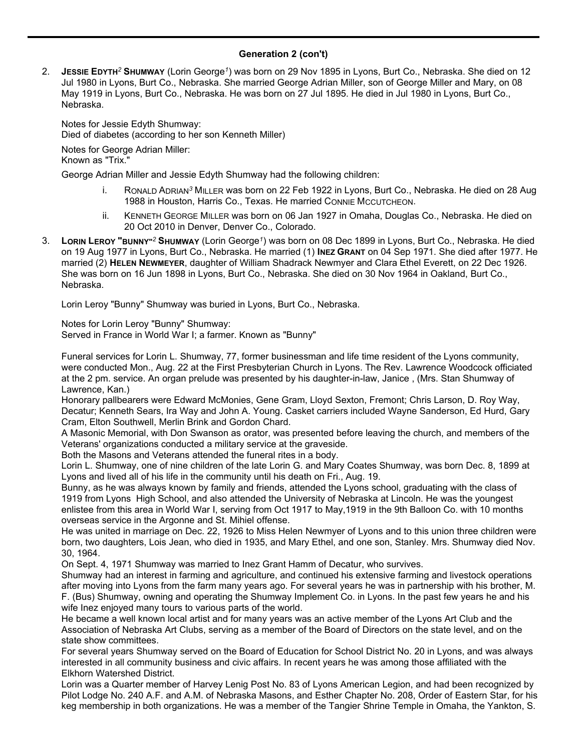### Generation 2 (con't)

2. **JESSIE EDYTH**[2] **SHUMWAY** (Lorin George[1]) was born on 29 Nov 1895 in Lyons, Burt Co., Nebraska. She died on 12 Jul 1980 in Lyons, Burt Co., Nebraska. She married George Adrian Miller, son of George Miller and Mary, on 08 May 1919 in Lyons, Burt Co., Nebraska. He was born on 27 Jul 1895. He died in Jul 1980 in Lyons, Burt Co., Nebraska.

   Notes for Jessie Edyth Shumway:
   Died of diabetes (according to her son Kenneth Miller)

   Notes for George Adrian Miller:
   Known as "Trix."

   George Adrian Miller and Jessie Edyth Shumway had the following children:

   i. RONALD ADRIAN[3] MILLER was born on 22 Feb 1922 in Lyons, Burt Co., Nebraska. He died on 28 Aug 1988 in Houston, Harris Co., Texas. He married CONNIE MCCUTCHEON.

   ii. KENNETH GEORGE MILLER was born on 06 Jan 1927 in Omaha, Douglas Co., Nebraska. He died on 20 Oct 2010 in Denver, Denver Co., Colorado.

3. **LORIN LEROY "BUNNY"**[2] **SHUMWAY** (Lorin George[1]) was born on 08 Dec 1899 in Lyons, Burt Co., Nebraska. He died on 19 Aug 1977 in Lyons, Burt Co., Nebraska. He married (1) **INEZ GRANT** on 04 Sep 1971. She died after 1977. He married (2) **HELEN NEWMEYER**, daughter of William Shadrack Newmyer and Clara Ethel Everett, on 22 Dec 1926. She was born on 16 Jun 1898 in Lyons, Burt Co., Nebraska. She died on 30 Nov 1964 in Oakland, Burt Co., Nebraska.

   Lorin Leroy "Bunny" Shumway was buried in Lyons, Burt Co., Nebraska.

   Notes for Lorin Leroy "Bunny" Shumway:
   Served in France in World War I; a farmer. Known as "Bunny"

   Funeral services for Lorin L. Shumway, 77, former businessman and life time resident of the Lyons community, were conducted Mon., Aug. 22 at the First Presbyterian Church in Lyons. The Rev. Lawrence Woodcock officiated at the 2 pm. service. An organ prelude was presented by his daughter-in-law, Janice , (Mrs. Stan Shumway of Lawrence, Kan.)
   Honorary pallbearers were Edward McMonies, Gene Gram, Lloyd Sexton, Fremont; Chris Larson, D. Roy Way, Decatur; Kenneth Sears, Ira Way and John A. Young. Casket carriers included Wayne Sanderson, Ed Hurd, Gary Cram, Elton Southwell, Merlin Brink and Gordon Chard.
   A Masonic Memorial, with Don Swanson as orator, was presented before leaving the church, and members of the Veterans' organizations conducted a military service at the graveside.
   Both the Masons and Veterans attended the funeral rites in a body.
   Lorin L. Shumway, one of nine children of the late Lorin G. and Mary Coates Shumway, was born Dec. 8, 1899 at Lyons and lived all of his life in the community until his death on Fri., Aug. 19.
   Bunny, as he was always known by family and friends, attended the Lyons school, graduating with the class of 1919 from Lyons High School, and also attended the University of Nebraska at Lincoln. He was the youngest enlistee from this area in World War I, serving from Oct 1917 to May,1919 in the 9th Balloon Co. with 10 months overseas service in the Argonne and St. Mihiel offense.
   He was united in marriage on Dec. 22, 1926 to Miss Helen Newmyer of Lyons and to this union three children were born, two daughters, Lois Jean, who died in 1935, and Mary Ethel, and one son, Stanley. Mrs. Shumway died Nov. 30, 1964.
   On Sept. 4, 1971 Shumway was married to Inez Grant Hamm of Decatur, who survives.
   Shumway had an interest in farming and agriculture, and continued his extensive farming and livestock operations after moving into Lyons from the farm many years ago. For several years he was in partnership with his brother, M. F. (Bus) Shumway, owning and operating the Shumway Implement Co. in Lyons. In the past few years he and his wife Inez enjoyed many tours to various parts of the world.
   He became a well known local artist and for many years was an active member of the Lyons Art Club and the Association of Nebraska Art Clubs, serving as a member of the Board of Directors on the state level, and on the state show committees.
   For several years Shumway served on the Board of Education for School District No. 20 in Lyons, and was always interested in all community business and civic affairs. In recent years he was among those affiliated with the Elkhorn Watershed District.
   Lorin was a Quarter member of Harvey Lenig Post No. 83 of Lyons American Legion, and had been recognized by Pilot Lodge No. 240 A.F. and A.M. of Nebraska Masons, and Esther Chapter No. 208, Order of Eastern Star, for his keg membership in both organizations. He was a member of the Tangier Shrine Temple in Omaha, the Yankton, S.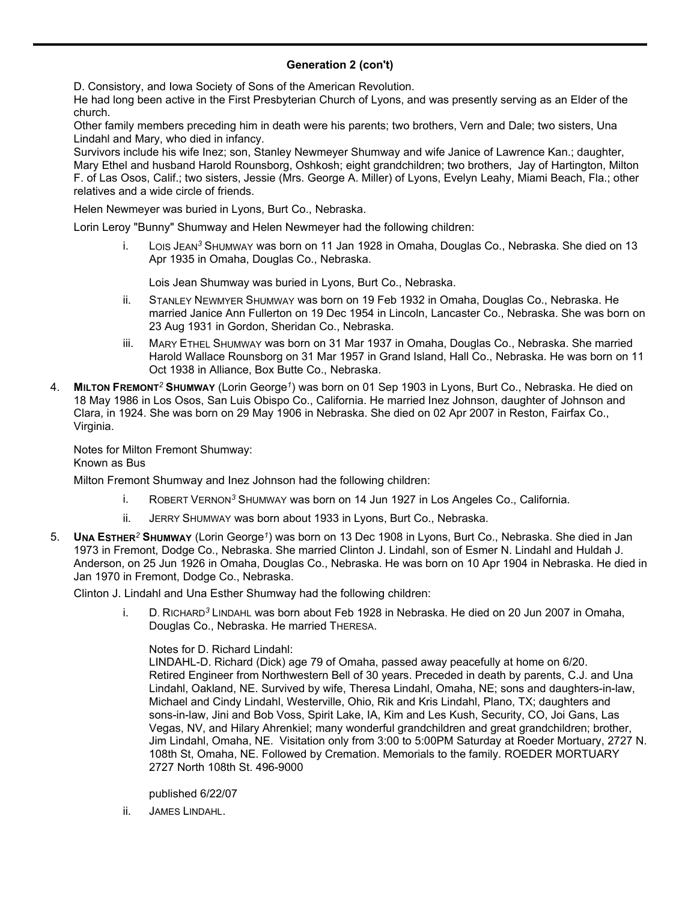## Generation 2 (con't)

D. Consistory, and Iowa Society of Sons of the American Revolution.
He had long been active in the First Presbyterian Church of Lyons, and was presently serving as an Elder of the church.
Other family members preceding him in death were his parents; two brothers, Vern and Dale; two sisters, Una Lindahl and Mary, who died in infancy.
Survivors include his wife Inez; son, Stanley Newmeyer Shumway and wife Janice of Lawrence Kan.; daughter, Mary Ethel and husband Harold Rounsborg, Oshkosh; eight grandchildren; two brothers, Jay of Hartington, Milton F. of Las Osos, Calif.; two sisters, Jessie (Mrs. George A. Miller) of Lyons, Evelyn Leahy, Miami Beach, Fla.; other relatives and a wide circle of friends.

Helen Newmeyer was buried in Lyons, Burt Co., Nebraska.

Lorin Leroy "Bunny" Shumway and Helen Newmeyer had the following children:

i. LOIS JEAN[3] SHUMWAY was born on 11 Jan 1928 in Omaha, Douglas Co., Nebraska. She died on 13 Apr 1935 in Omaha, Douglas Co., Nebraska.

   Lois Jean Shumway was buried in Lyons, Burt Co., Nebraska.

ii. STANLEY NEWMYER SHUMWAY was born on 19 Feb 1932 in Omaha, Douglas Co., Nebraska. He married Janice Ann Fullerton on 19 Dec 1954 in Lincoln, Lancaster Co., Nebraska. She was born on 23 Aug 1931 in Gordon, Sheridan Co., Nebraska.

iii. MARY ETHEL SHUMWAY was born on 31 Mar 1937 in Omaha, Douglas Co., Nebraska. She married Harold Wallace Rounsborg on 31 Mar 1957 in Grand Island, Hall Co., Nebraska. He was born on 11 Oct 1938 in Alliance, Box Butte Co., Nebraska.

4. **MILTON FREMONT[2] SHUMWAY** (Lorin George[1]) was born on 01 Sep 1903 in Lyons, Burt Co., Nebraska. He died on 18 May 1986 in Los Osos, San Luis Obispo Co., California. He married Inez Johnson, daughter of Johnson and Clara, in 1924. She was born on 29 May 1906 in Nebraska. She died on 02 Apr 2007 in Reston, Fairfax Co., Virginia.

   Notes for Milton Fremont Shumway:
   Known as Bus

   Milton Fremont Shumway and Inez Johnson had the following children:

   i. ROBERT VERNON[3] SHUMWAY was born on 14 Jun 1927 in Los Angeles Co., California.

   ii. JERRY SHUMWAY was born about 1933 in Lyons, Burt Co., Nebraska.

5. **UNA ESTHER[2] SHUMWAY** (Lorin George[1]) was born on 13 Dec 1908 in Lyons, Burt Co., Nebraska. She died in Jan 1973 in Fremont, Dodge Co., Nebraska. She married Clinton J. Lindahl, son of Esmer N. Lindahl and Huldah J. Anderson, on 25 Jun 1926 in Omaha, Douglas Co., Nebraska. He was born on 10 Apr 1904 in Nebraska. He died in Jan 1970 in Fremont, Dodge Co., Nebraska.

   Clinton J. Lindahl and Una Esther Shumway had the following children:

   i. D. RICHARD[3] LINDAHL was born about Feb 1928 in Nebraska. He died on 20 Jun 2007 in Omaha, Douglas Co., Nebraska. He married THERESA.

      Notes for D. Richard Lindahl:
      LINDAHL-D. Richard (Dick) age 79 of Omaha, passed away peacefully at home on 6/20. Retired Engineer from Northwestern Bell of 30 years. Preceded in death by parents, C.J. and Una Lindahl, Oakland, NE. Survived by wife, Theresa Lindahl, Omaha, NE; sons and daughters-in-law, Michael and Cindy Lindahl, Westerville, Ohio, Rik and Kris Lindahl, Plano, TX; daughters and sons-in-law, Jini and Bob Voss, Spirit Lake, IA, Kim and Les Kush, Security, CO, Joi Gans, Las Vegas, NV, and Hilary Ahrenkiel; many wonderful grandchildren and great grandchildren; brother, Jim Lindahl, Omaha, NE. Visitation only from 3:00 to 5:00PM Saturday at Roeder Mortuary, 2727 N. 108th St, Omaha, NE. Followed by Cremation. Memorials to the family. ROEDER MORTUARY 2727 North 108th St. 496-9000

      published 6/22/07

   ii. JAMES LINDAHL.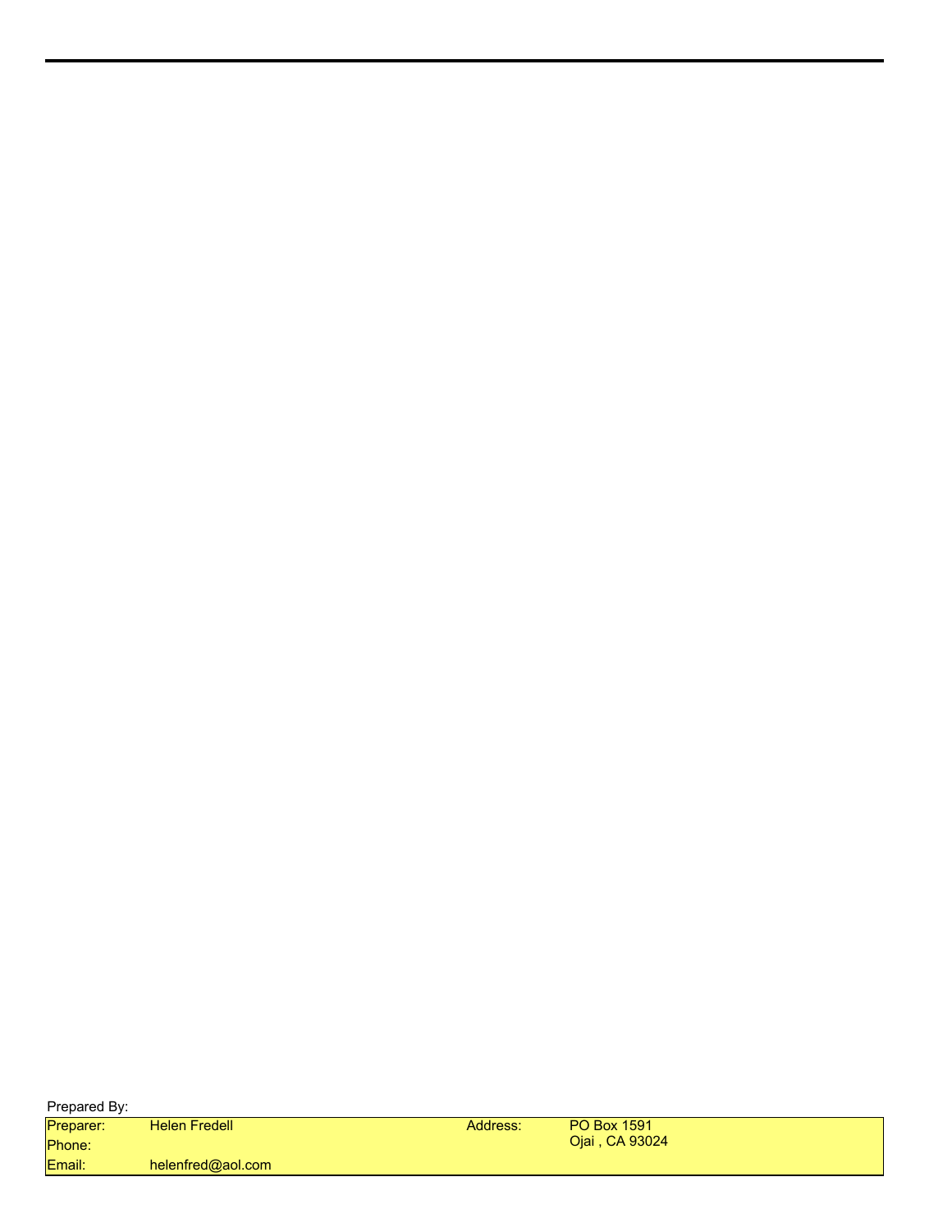Prepared By:

| | | | |
|---|---|---|---|
| Preparer: | Helen Fredell | Address: | PO Box 1591 |
| Phone: | | | Ojai , CA 93024 |
| Email: | helenfred@aol.com | | |